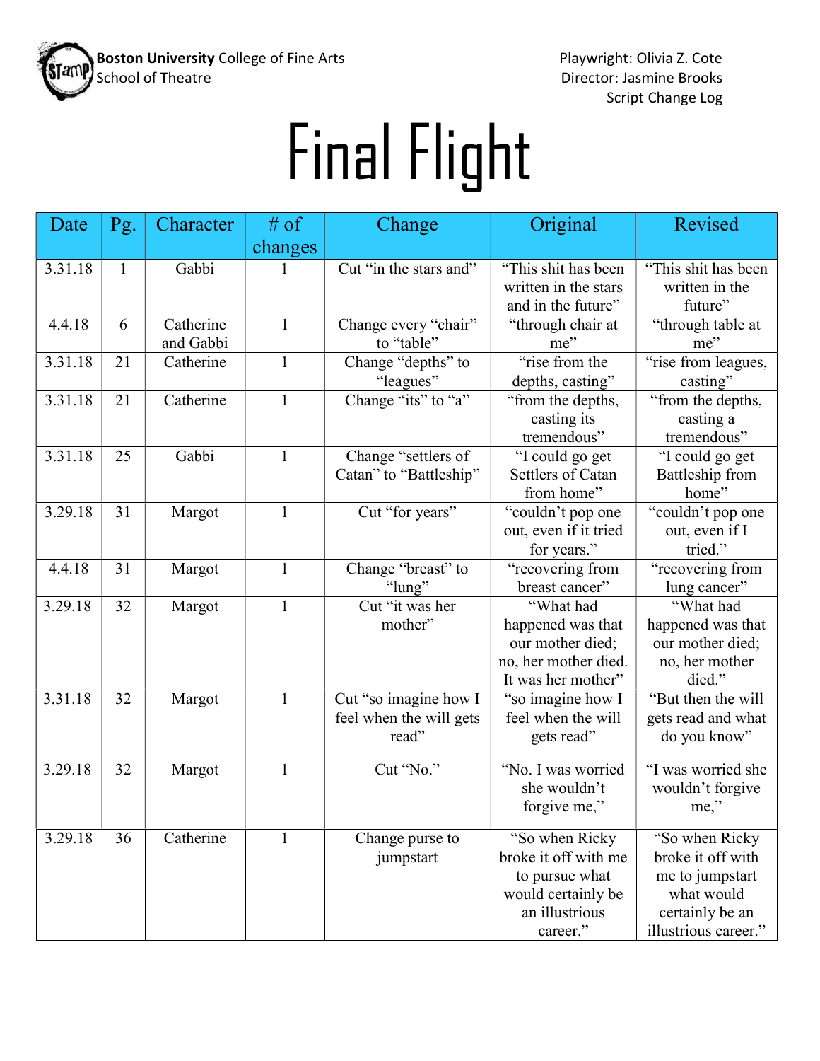**Boston University** College of Fine Arts
School of Theatre

Playwright: Olivia Z. Cote
Director: Jasmine Brooks
Script Change Log

# Final Flight

| Date | Pg. | Character | # of changes | Change | Original | Revised |
|---|---|---|---|---|---|---|
| 3.31.18 | 1 | Gabbi | 1 | Cut "in the stars and" | "This shit has been written in the stars and in the future" | "This shit has been written in the future" |
| 4.4.18 | 6 | Catherine and Gabbi | 1 | Change every "chair" to "table" | "through chair at me" | "through table at me" |
| 3.31.18 | 21 | Catherine | 1 | Change "depths" to "leagues" | "rise from the depths, casting" | "rise from leagues, casting" |
| 3.31.18 | 21 | Catherine | 1 | Change "its" to "a" | "from the depths, casting its tremendous" | "from the depths, casting a tremendous" |
| 3.31.18 | 25 | Gabbi | 1 | Change "settlers of Catan" to "Battleship" | "I could go get Settlers of Catan from home" | "I could go get Battleship from home" |
| 3.29.18 | 31 | Margot | 1 | Cut "for years" | "couldn't pop one out, even if it tried for years." | "couldn't pop one out, even if I tried." |
| 4.4.18 | 31 | Margot | 1 | Change "breast" to "lung" | "recovering from breast cancer" | "recovering from lung cancer" |
| 3.29.18 | 32 | Margot | 1 | Cut "it was her mother" | "What had happened was that our mother died; no, her mother died. It was her mother" | "What had happened was that our mother died; no, her mother died." |
| 3.31.18 | 32 | Margot | 1 | Cut "so imagine how I feel when the will gets read" | "so imagine how I feel when the will gets read" | "But then the will gets read and what do you know" |
| 3.29.18 | 32 | Margot | 1 | Cut "No." | "No. I was worried she wouldn't forgive me," | "I was worried she wouldn't forgive me," |
| 3.29.18 | 36 | Catherine | 1 | Change purse to jumpstart | "So when Ricky broke it off with me to pursue what would certainly be an illustrious career." | "So when Ricky broke it off with me to jumpstart what would certainly be an illustrious career." |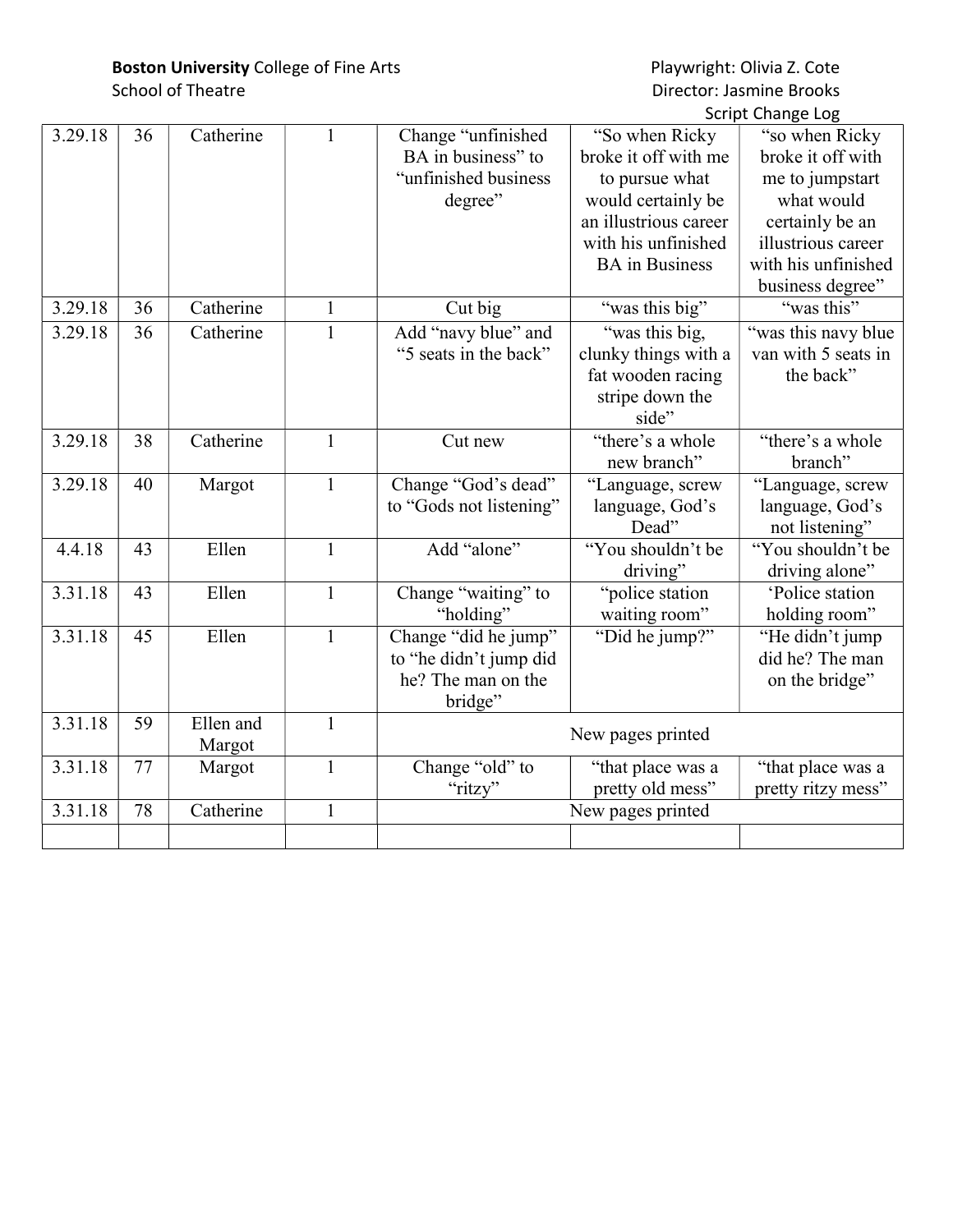**Boston University** College of Fine Arts
School of Theatre

Playwright: Olivia Z. Cote
Director: Jasmine Brooks
Script Change Log

| | | | | | | |
|---|---|---|---|---|---|---|
| 3.29.18 | 36 | Catherine | 1 | Change “unfinished BA in business” to “unfinished business degree” | “So when Ricky broke it off with me to pursue what would certainly be an illustrious career with his unfinished BA in Business | “so when Ricky broke it off with me to jumpstart what would certainly be an illustrious career with his unfinished business degree” |
| 3.29.18 | 36 | Catherine | 1 | Cut big | “was this big” | “was this” |
| 3.29.18 | 36 | Catherine | 1 | Add “navy blue” and “5 seats in the back” | “was this big, clunky things with a fat wooden racing stripe down the side” | “was this navy blue van with 5 seats in the back” |
| 3.29.18 | 38 | Catherine | 1 | Cut new | “there’s a whole new branch” | “there’s a whole branch” |
| 3.29.18 | 40 | Margot | 1 | Change “God’s dead” to “Gods not listening” | “Language, screw language, God’s Dead” | “Language, screw language, God’s not listening” |
| 4.4.18 | 43 | Ellen | 1 | Add “alone” | “You shouldn’t be driving” | “You shouldn’t be driving alone” |
| 3.31.18 | 43 | Ellen | 1 | Change “waiting” to “holding” | “police station waiting room” | ‘Police station holding room” |
| 3.31.18 | 45 | Ellen | 1 | Change “did he jump” to “he didn’t jump did he? The man on the bridge” | “Did he jump?” | “He didn’t jump did he? The man on the bridge” |
| 3.31.18 | 59 | Ellen and Margot | 1 | New pages printed | | |
| 3.31.18 | 77 | Margot | 1 | Change “old” to “ritzy” | “that place was a pretty old mess” | “that place was a pretty ritzy mess” |
| 3.31.18 | 78 | Catherine | 1 | New pages printed | | |
| | | | | | | |